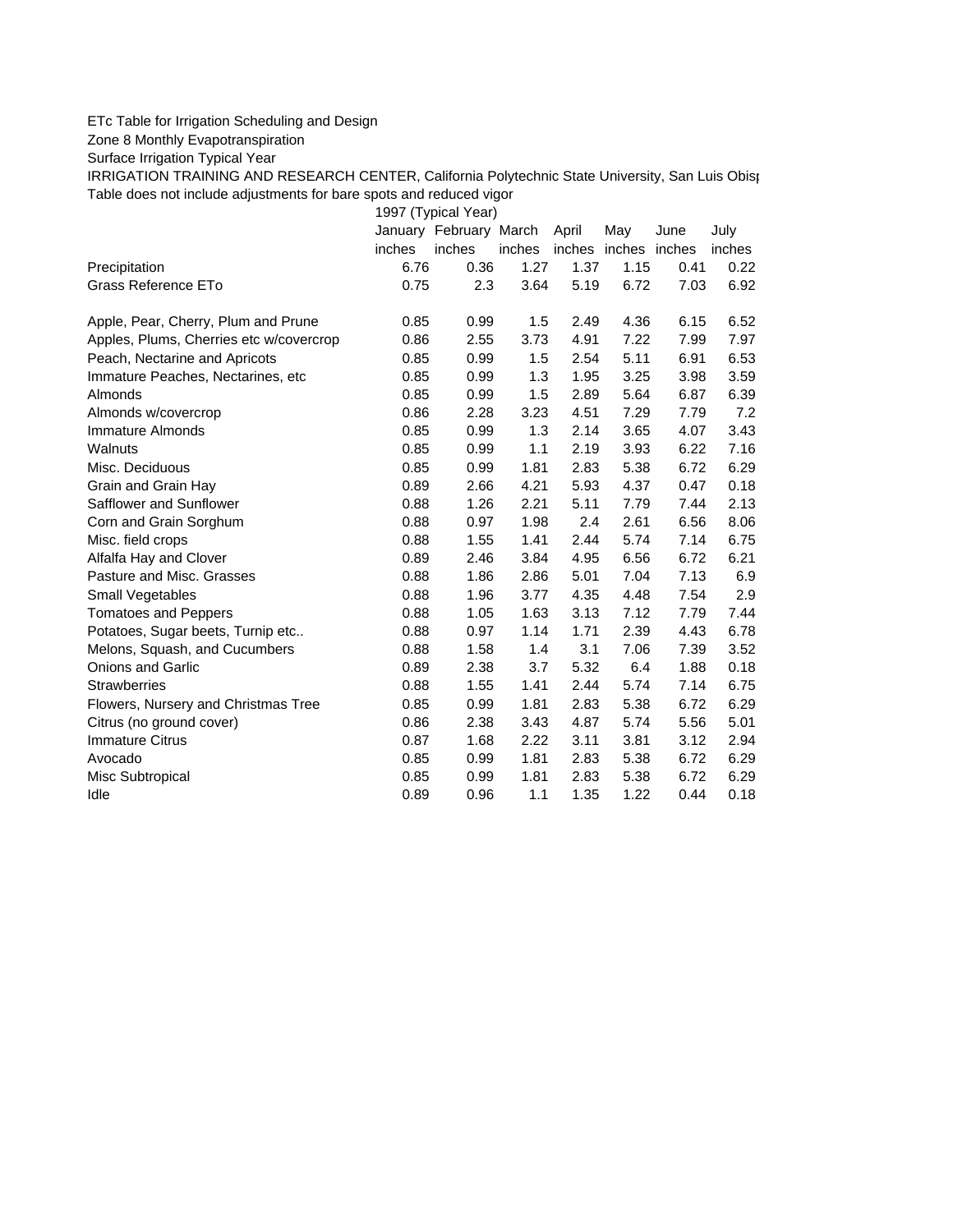ETc Table for Irrigation Scheduling and Design

Zone 8 Monthly Evapotranspiration

Surface Irrigation Typical Year

IRRIGATION TRAINING AND RESEARCH CENTER, California Polytechnic State University, San Luis Obisp

Table does not include adjustments for bare spots and reduced vigor

| | 1997 (Typical Year) | | | | | | |
|---|---|---|---|---|---|---|---|
| | January | February | March | April | May | June | July |
| | inches | inches | inches | inches | inches | inches | inches |
| Precipitation | 6.76 | 0.36 | 1.27 | 1.37 | 1.15 | 0.41 | 0.22 |
| Grass Reference ETo | 0.75 | 2.3 | 3.64 | 5.19 | 6.72 | 7.03 | 6.92 |
| | | | | | | | |
| Apple, Pear, Cherry, Plum and Prune | 0.85 | 0.99 | 1.5 | 2.49 | 4.36 | 6.15 | 6.52 |
| Apples, Plums, Cherries etc w/covercrop | 0.86 | 2.55 | 3.73 | 4.91 | 7.22 | 7.99 | 7.97 |
| Peach, Nectarine and Apricots | 0.85 | 0.99 | 1.5 | 2.54 | 5.11 | 6.91 | 6.53 |
| Immature Peaches, Nectarines, etc | 0.85 | 0.99 | 1.3 | 1.95 | 3.25 | 3.98 | 3.59 |
| Almonds | 0.85 | 0.99 | 1.5 | 2.89 | 5.64 | 6.87 | 6.39 |
| Almonds w/covercrop | 0.86 | 2.28 | 3.23 | 4.51 | 7.29 | 7.79 | 7.2 |
| Immature Almonds | 0.85 | 0.99 | 1.3 | 2.14 | 3.65 | 4.07 | 3.43 |
| Walnuts | 0.85 | 0.99 | 1.1 | 2.19 | 3.93 | 6.22 | 7.16 |
| Misc. Deciduous | 0.85 | 0.99 | 1.81 | 2.83 | 5.38 | 6.72 | 6.29 |
| Grain and Grain Hay | 0.89 | 2.66 | 4.21 | 5.93 | 4.37 | 0.47 | 0.18 |
| Safflower and Sunflower | 0.88 | 1.26 | 2.21 | 5.11 | 7.79 | 7.44 | 2.13 |
| Corn and Grain Sorghum | 0.88 | 0.97 | 1.98 | 2.4 | 2.61 | 6.56 | 8.06 |
| Misc. field crops | 0.88 | 1.55 | 1.41 | 2.44 | 5.74 | 7.14 | 6.75 |
| Alfalfa Hay and Clover | 0.89 | 2.46 | 3.84 | 4.95 | 6.56 | 6.72 | 6.21 |
| Pasture and Misc. Grasses | 0.88 | 1.86 | 2.86 | 5.01 | 7.04 | 7.13 | 6.9 |
| Small Vegetables | 0.88 | 1.96 | 3.77 | 4.35 | 4.48 | 7.54 | 2.9 |
| Tomatoes and Peppers | 0.88 | 1.05 | 1.63 | 3.13 | 7.12 | 7.79 | 7.44 |
| Potatoes, Sugar beets, Turnip etc.. | 0.88 | 0.97 | 1.14 | 1.71 | 2.39 | 4.43 | 6.78 |
| Melons, Squash, and Cucumbers | 0.88 | 1.58 | 1.4 | 3.1 | 7.06 | 7.39 | 3.52 |
| Onions and Garlic | 0.89 | 2.38 | 3.7 | 5.32 | 6.4 | 1.88 | 0.18 |
| Strawberries | 0.88 | 1.55 | 1.41 | 2.44 | 5.74 | 7.14 | 6.75 |
| Flowers, Nursery and Christmas Tree | 0.85 | 0.99 | 1.81 | 2.83 | 5.38 | 6.72 | 6.29 |
| Citrus (no ground cover) | 0.86 | 2.38 | 3.43 | 4.87 | 5.74 | 5.56 | 5.01 |
| Immature Citrus | 0.87 | 1.68 | 2.22 | 3.11 | 3.81 | 3.12 | 2.94 |
| Avocado | 0.85 | 0.99 | 1.81 | 2.83 | 5.38 | 6.72 | 6.29 |
| Misc Subtropical | 0.85 | 0.99 | 1.81 | 2.83 | 5.38 | 6.72 | 6.29 |
| Idle | 0.89 | 0.96 | 1.1 | 1.35 | 1.22 | 0.44 | 0.18 |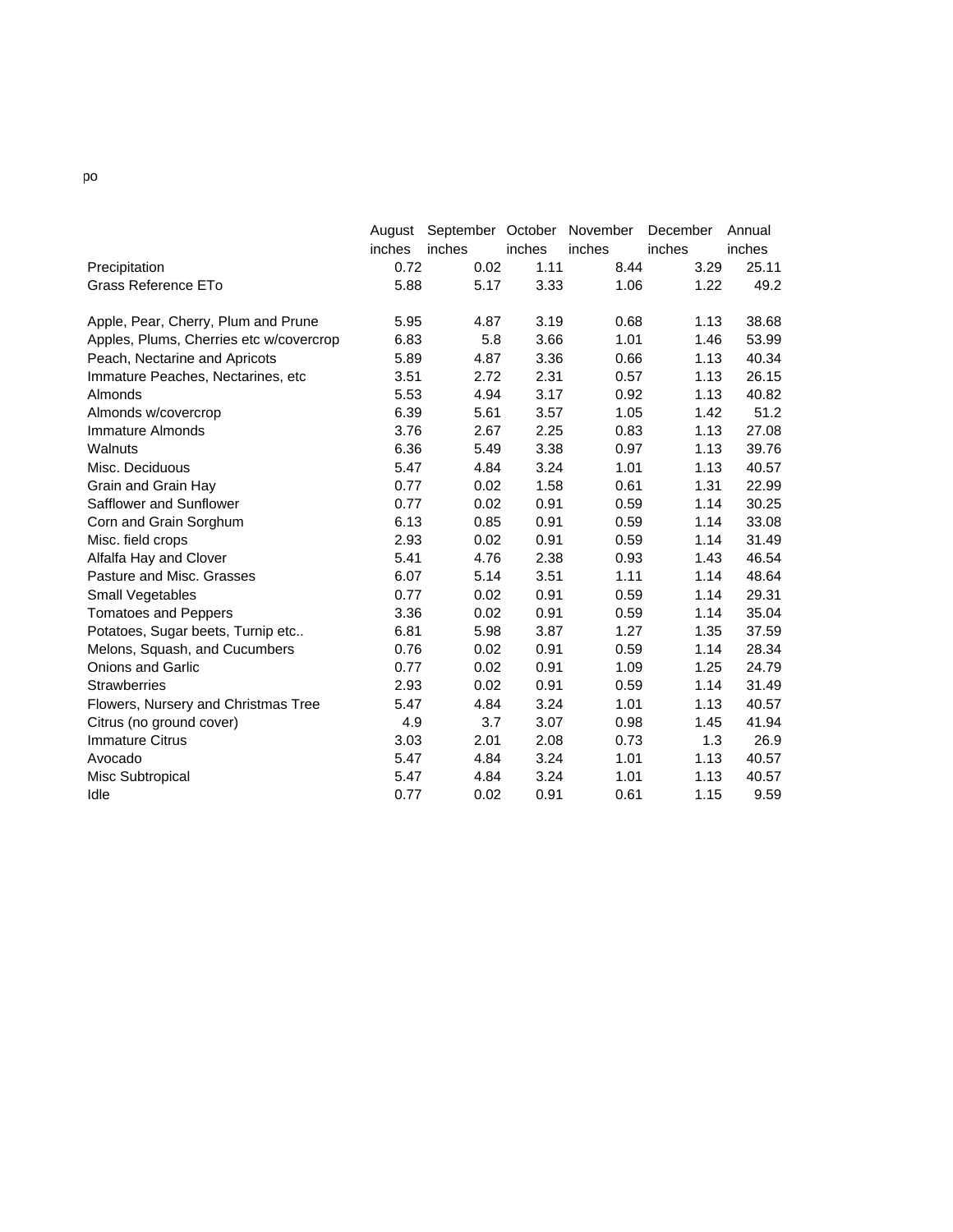po

| | August inches | September inches | October inches | November inches | December inches | Annual inches |
|---|---|---|---|---|---|---|
| Precipitation | 0.72 | 0.02 | 1.11 | 8.44 | 3.29 | 25.11 |
| Grass Reference ETo | 5.88 | 5.17 | 3.33 | 1.06 | 1.22 | 49.2 |
| | | | | | | |
| Apple, Pear, Cherry, Plum and Prune | 5.95 | 4.87 | 3.19 | 0.68 | 1.13 | 38.68 |
| Apples, Plums, Cherries etc w/covercrop | 6.83 | 5.8 | 3.66 | 1.01 | 1.46 | 53.99 |
| Peach, Nectarine and Apricots | 5.89 | 4.87 | 3.36 | 0.66 | 1.13 | 40.34 |
| Immature Peaches, Nectarines, etc | 3.51 | 2.72 | 2.31 | 0.57 | 1.13 | 26.15 |
| Almonds | 5.53 | 4.94 | 3.17 | 0.92 | 1.13 | 40.82 |
| Almonds w/covercrop | 6.39 | 5.61 | 3.57 | 1.05 | 1.42 | 51.2 |
| Immature Almonds | 3.76 | 2.67 | 2.25 | 0.83 | 1.13 | 27.08 |
| Walnuts | 6.36 | 5.49 | 3.38 | 0.97 | 1.13 | 39.76 |
| Misc. Deciduous | 5.47 | 4.84 | 3.24 | 1.01 | 1.13 | 40.57 |
| Grain and Grain Hay | 0.77 | 0.02 | 1.58 | 0.61 | 1.31 | 22.99 |
| Safflower and Sunflower | 0.77 | 0.02 | 0.91 | 0.59 | 1.14 | 30.25 |
| Corn and Grain Sorghum | 6.13 | 0.85 | 0.91 | 0.59 | 1.14 | 33.08 |
| Misc. field crops | 2.93 | 0.02 | 0.91 | 0.59 | 1.14 | 31.49 |
| Alfalfa Hay and Clover | 5.41 | 4.76 | 2.38 | 0.93 | 1.43 | 46.54 |
| Pasture and Misc. Grasses | 6.07 | 5.14 | 3.51 | 1.11 | 1.14 | 48.64 |
| Small Vegetables | 0.77 | 0.02 | 0.91 | 0.59 | 1.14 | 29.31 |
| Tomatoes and Peppers | 3.36 | 0.02 | 0.91 | 0.59 | 1.14 | 35.04 |
| Potatoes, Sugar beets, Turnip etc.. | 6.81 | 5.98 | 3.87 | 1.27 | 1.35 | 37.59 |
| Melons, Squash, and Cucumbers | 0.76 | 0.02 | 0.91 | 0.59 | 1.14 | 28.34 |
| Onions and Garlic | 0.77 | 0.02 | 0.91 | 1.09 | 1.25 | 24.79 |
| Strawberries | 2.93 | 0.02 | 0.91 | 0.59 | 1.14 | 31.49 |
| Flowers, Nursery and Christmas Tree | 5.47 | 4.84 | 3.24 | 1.01 | 1.13 | 40.57 |
| Citrus (no ground cover) | 4.9 | 3.7 | 3.07 | 0.98 | 1.45 | 41.94 |
| Immature Citrus | 3.03 | 2.01 | 2.08 | 0.73 | 1.3 | 26.9 |
| Avocado | 5.47 | 4.84 | 3.24 | 1.01 | 1.13 | 40.57 |
| Misc Subtropical | 5.47 | 4.84 | 3.24 | 1.01 | 1.13 | 40.57 |
| Idle | 0.77 | 0.02 | 0.91 | 0.61 | 1.15 | 9.59 |